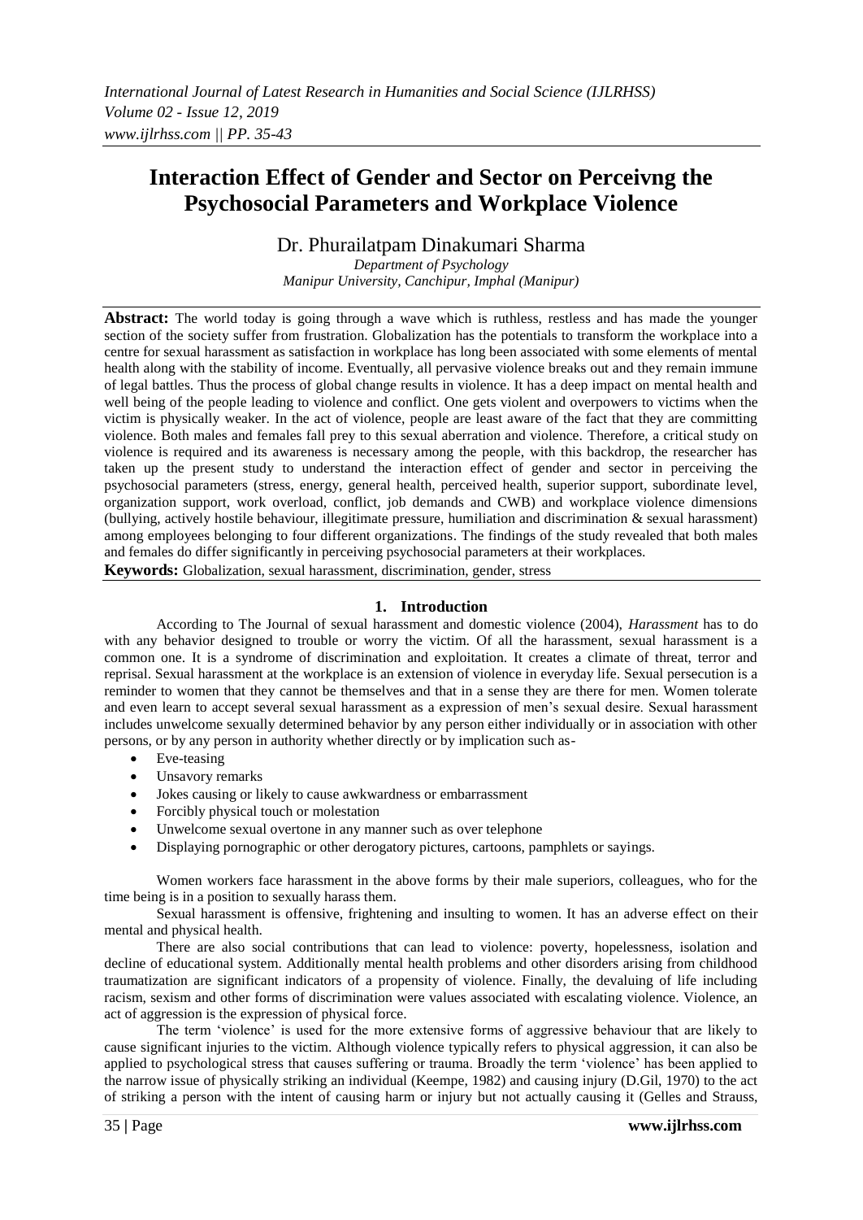# Interaction Effect of Gender and Sector on Perceivng the Psychosocial Parameters and Workplace Violence

Dr. Phurailatpam Dinakumari Sharma

*Department of Psychology*
*Manipur University, Canchipur, Imphal (Manipur)*

**Abstract:** The world today is going through a wave which is ruthless, restless and has made the younger section of the society suffer from frustration. Globalization has the potentials to transform the workplace into a centre for sexual harassment as satisfaction in workplace has long been associated with some elements of mental health along with the stability of income. Eventually, all pervasive violence breaks out and they remain immune of legal battles. Thus the process of global change results in violence. It has a deep impact on mental health and well being of the people leading to violence and conflict. One gets violent and overpowers to victims when the victim is physically weaker. In the act of violence, people are least aware of the fact that they are committing violence. Both males and females fall prey to this sexual aberration and violence. Therefore, a critical study on violence is required and its awareness is necessary among the people, with this backdrop, the researcher has taken up the present study to understand the interaction effect of gender and sector in perceiving the psychosocial parameters (stress, energy, general health, perceived health, superior support, subordinate level, organization support, work overload, conflict, job demands and CWB) and workplace violence dimensions (bullying, actively hostile behaviour, illegitimate pressure, humiliation and discrimination & sexual harassment) among employees belonging to four different organizations. The findings of the study revealed that both males and females do differ significantly in perceiving psychosocial parameters at their workplaces.

**Keywords:** Globalization, sexual harassment, discrimination, gender, stress

## 1. Introduction

According to The Journal of sexual harassment and domestic violence (2004), *Harassment* has to do with any behavior designed to trouble or worry the victim. Of all the harassment, sexual harassment is a common one. It is a syndrome of discrimination and exploitation. It creates a climate of threat, terror and reprisal. Sexual harassment at the workplace is an extension of violence in everyday life. Sexual persecution is a reminder to women that they cannot be themselves and that in a sense they are there for men. Women tolerate and even learn to accept several sexual harassment as a expression of men's sexual desire. Sexual harassment includes unwelcome sexually determined behavior by any person either individually or in association with other persons, or by any person in authority whether directly or by implication such as-

- Eve-teasing
- Unsavory remarks
- Jokes causing or likely to cause awkwardness or embarrassment
- Forcibly physical touch or molestation
- Unwelcome sexual overtone in any manner such as over telephone
- Displaying pornographic or other derogatory pictures, cartoons, pamphlets or sayings.

Women workers face harassment in the above forms by their male superiors, colleagues, who for the time being is in a position to sexually harass them.

Sexual harassment is offensive, frightening and insulting to women. It has an adverse effect on their mental and physical health.

There are also social contributions that can lead to violence: poverty, hopelessness, isolation and decline of educational system. Additionally mental health problems and other disorders arising from childhood traumatization are significant indicators of a propensity of violence. Finally, the devaluing of life including racism, sexism and other forms of discrimination were values associated with escalating violence. Violence, an act of aggression is the expression of physical force.

The term 'violence' is used for the more extensive forms of aggressive behaviour that are likely to cause significant injuries to the victim. Although violence typically refers to physical aggression, it can also be applied to psychological stress that causes suffering or trauma. Broadly the term 'violence' has been applied to the narrow issue of physically striking an individual (Keempe, 1982) and causing injury (D.Gil, 1970) to the act of striking a person with the intent of causing harm or injury but not actually causing it (Gelles and Strauss,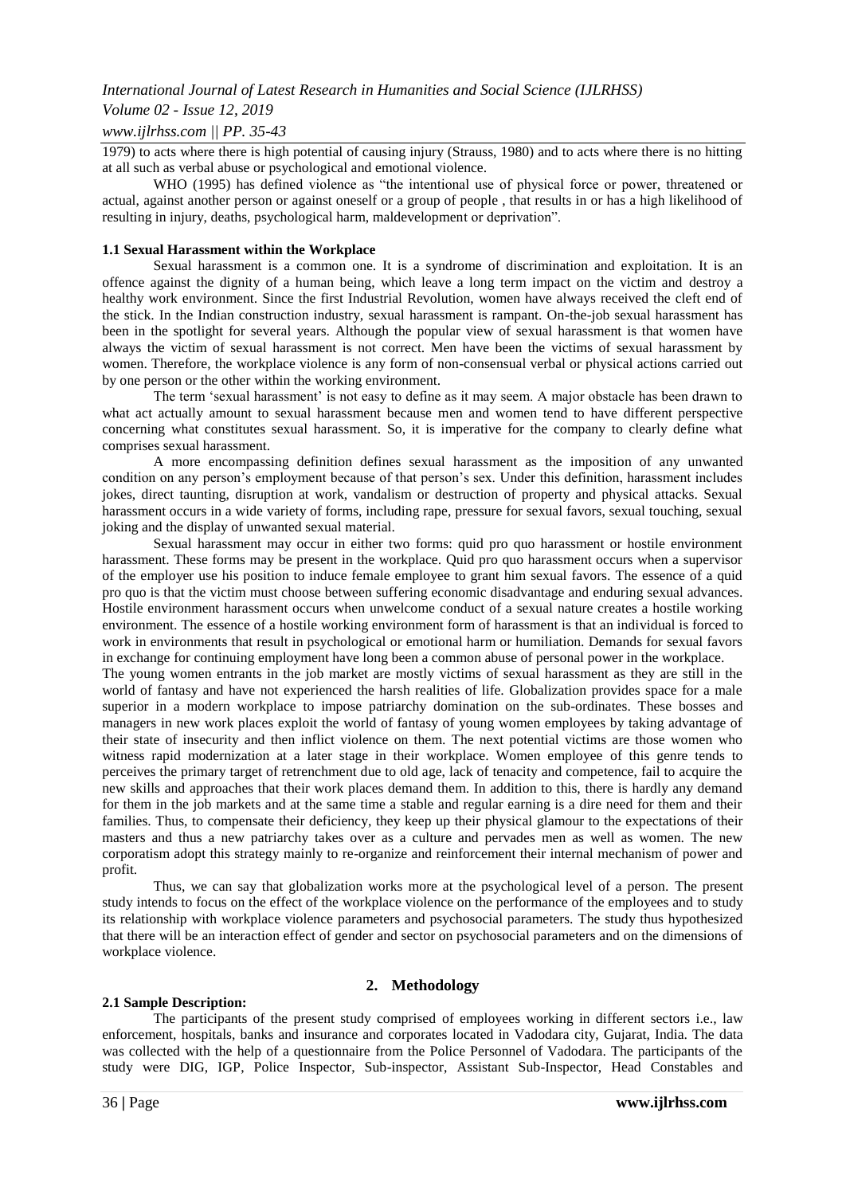1979) to acts where there is high potential of causing injury (Strauss, 1980) and to acts where there is no hitting at all such as verbal abuse or psychological and emotional violence.

WHO (1995) has defined violence as "the intentional use of physical force or power, threatened or actual, against another person or against oneself or a group of people , that results in or has a high likelihood of resulting in injury, deaths, psychological harm, maldevelopment or deprivation".

### 1.1 Sexual Harassment within the Workplace

Sexual harassment is a common one. It is a syndrome of discrimination and exploitation. It is an offence against the dignity of a human being, which leave a long term impact on the victim and destroy a healthy work environment. Since the first Industrial Revolution, women have always received the cleft end of the stick. In the Indian construction industry, sexual harassment is rampant. On-the-job sexual harassment has been in the spotlight for several years. Although the popular view of sexual harassment is that women have always the victim of sexual harassment is not correct. Men have been the victims of sexual harassment by women. Therefore, the workplace violence is any form of non-consensual verbal or physical actions carried out by one person or the other within the working environment.

The term 'sexual harassment' is not easy to define as it may seem. A major obstacle has been drawn to what act actually amount to sexual harassment because men and women tend to have different perspective concerning what constitutes sexual harassment. So, it is imperative for the company to clearly define what comprises sexual harassment.

A more encompassing definition defines sexual harassment as the imposition of any unwanted condition on any person's employment because of that person's sex. Under this definition, harassment includes jokes, direct taunting, disruption at work, vandalism or destruction of property and physical attacks. Sexual harassment occurs in a wide variety of forms, including rape, pressure for sexual favors, sexual touching, sexual joking and the display of unwanted sexual material.

Sexual harassment may occur in either two forms: quid pro quo harassment or hostile environment harassment. These forms may be present in the workplace. Quid pro quo harassment occurs when a supervisor of the employer use his position to induce female employee to grant him sexual favors. The essence of a quid pro quo is that the victim must choose between suffering economic disadvantage and enduring sexual advances. Hostile environment harassment occurs when unwelcome conduct of a sexual nature creates a hostile working environment. The essence of a hostile working environment form of harassment is that an individual is forced to work in environments that result in psychological or emotional harm or humiliation. Demands for sexual favors in exchange for continuing employment have long been a common abuse of personal power in the workplace.

The young women entrants in the job market are mostly victims of sexual harassment as they are still in the world of fantasy and have not experienced the harsh realities of life. Globalization provides space for a male superior in a modern workplace to impose patriarchy domination on the sub-ordinates. These bosses and managers in new work places exploit the world of fantasy of young women employees by taking advantage of their state of insecurity and then inflict violence on them. The next potential victims are those women who witness rapid modernization at a later stage in their workplace. Women employee of this genre tends to perceives the primary target of retrenchment due to old age, lack of tenacity and competence, fail to acquire the new skills and approaches that their work places demand them. In addition to this, there is hardly any demand for them in the job markets and at the same time a stable and regular earning is a dire need for them and their families. Thus, to compensate their deficiency, they keep up their physical glamour to the expectations of their masters and thus a new patriarchy takes over as a culture and pervades men as well as women. The new corporatism adopt this strategy mainly to re-organize and reinforcement their internal mechanism of power and profit.

Thus, we can say that globalization works more at the psychological level of a person. The present study intends to focus on the effect of the workplace violence on the performance of the employees and to study its relationship with workplace violence parameters and psychosocial parameters. The study thus hypothesized that there will be an interaction effect of gender and sector on psychosocial parameters and on the dimensions of workplace violence.

## 2. Methodology

### 2.1 Sample Description:

The participants of the present study comprised of employees working in different sectors i.e., law enforcement, hospitals, banks and insurance and corporates located in Vadodara city, Gujarat, India. The data was collected with the help of a questionnaire from the Police Personnel of Vadodara. The participants of the study were DIG, IGP, Police Inspector, Sub-inspector, Assistant Sub-Inspector, Head Constables and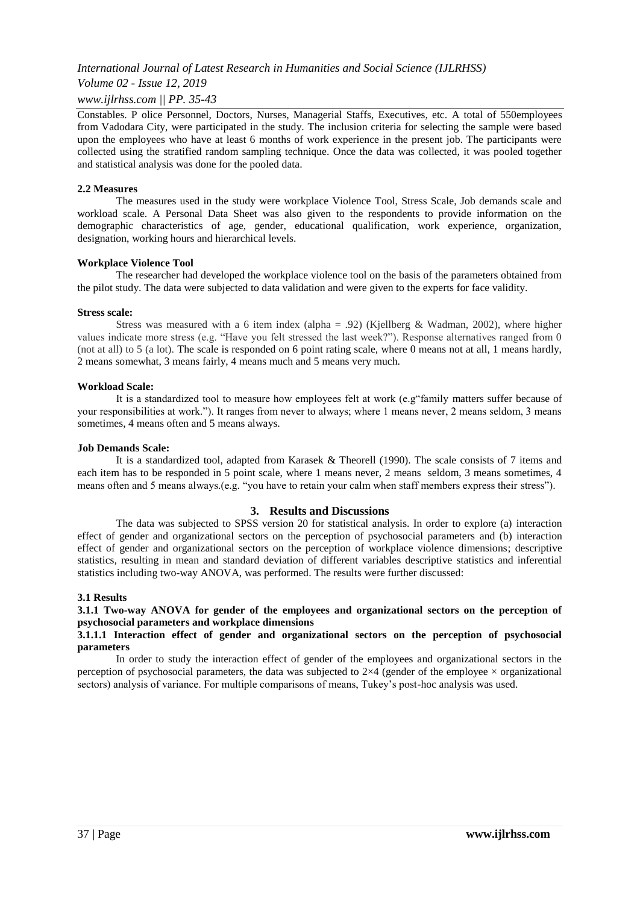Constables. P olice Personnel, Doctors, Nurses, Managerial Staffs, Executives, etc. A total of 550employees from Vadodara City, were participated in the study. The inclusion criteria for selecting the sample were based upon the employees who have at least 6 months of work experience in the present job. The participants were collected using the stratified random sampling technique. Once the data was collected, it was pooled together and statistical analysis was done for the pooled data.

### 2.2 Measures

The measures used in the study were workplace Violence Tool, Stress Scale, Job demands scale and workload scale. A Personal Data Sheet was also given to the respondents to provide information on the demographic characteristics of age, gender, educational qualification, work experience, organization, designation, working hours and hierarchical levels.

**Workplace Violence Tool**

The researcher had developed the workplace violence tool on the basis of the parameters obtained from the pilot study. The data were subjected to data validation and were given to the experts for face validity.

**Stress scale:**

Stress was measured with a 6 item index (alpha = .92) (Kjellberg & Wadman, 2002), where higher values indicate more stress (e.g. "Have you felt stressed the last week?"). Response alternatives ranged from 0 (not at all) to 5 (a lot). The scale is responded on 6 point rating scale, where 0 means not at all, 1 means hardly, 2 means somewhat, 3 means fairly, 4 means much and 5 means very much.

**Workload Scale:**

It is a standardized tool to measure how employees felt at work (e.g"family matters suffer because of your responsibilities at work."). It ranges from never to always; where 1 means never, 2 means seldom, 3 means sometimes, 4 means often and 5 means always.

**Job Demands Scale:**

It is a standardized tool, adapted from Karasek & Theorell (1990). The scale consists of 7 items and each item has to be responded in 5 point scale, where 1 means never, 2 means seldom, 3 means sometimes, 4 means often and 5 means always.(e.g. "you have to retain your calm when staff members express their stress").

## 3. Results and Discussions

The data was subjected to SPSS version 20 for statistical analysis. In order to explore (a) interaction effect of gender and organizational sectors on the perception of psychosocial parameters and (b) interaction effect of gender and organizational sectors on the perception of workplace violence dimensions; descriptive statistics, resulting in mean and standard deviation of different variables descriptive statistics and inferential statistics including two-way ANOVA, was performed. The results were further discussed:

### 3.1 Results

#### 3.1.1 Two-way ANOVA for gender of the employees and organizational sectors on the perception of psychosocial parameters and workplace dimensions

##### 3.1.1.1 Interaction effect of gender and organizational sectors on the perception of psychosocial parameters

In order to study the interaction effect of gender of the employees and organizational sectors in the perception of psychosocial parameters, the data was subjected to $2 \times 4$ (gender of the employee $\times$ organizational sectors) analysis of variance. For multiple comparisons of means, Tukey's post-hoc analysis was used.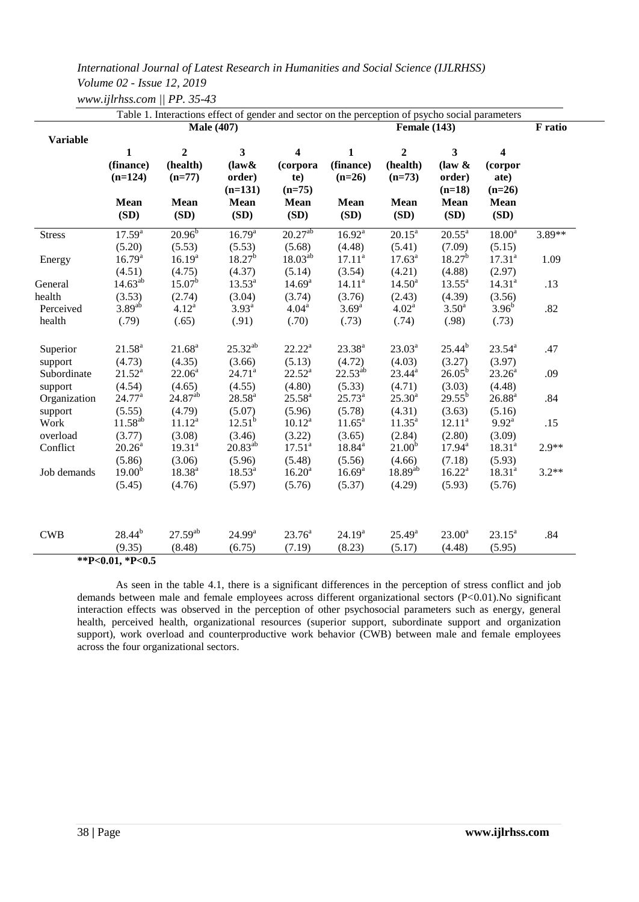Table 1. Interactions effect of gender and sector on the perception of psycho social parameters

| Variable | Male (407) | | | | Female (143) | | | | F ratio |
|---|---|---|---|---|---|---|---|---|---|
| | 1 (finance) (n=124) | 2 (health) (n=77) | 3 (law& order) (n=131) | 4 (corporate) (n=75) | 1 (finance) (n=26) | 2 (health) (n=73) | 3 (law & order) (n=18) | 4 (corporate) (n=26) | |
| | Mean (SD) | Mean (SD) | Mean (SD) | Mean (SD) | Mean (SD) | Mean (SD) | Mean (SD) | Mean (SD) | |
| Stress | $17.59^{a}$ (5.20) | $20.96^{b}$ (5.53) | $16.79^{a}$ (5.53) | $20.27^{ab}$ (5.68) | $16.92^{a}$ (4.48) | $20.15^{a}$ (5.41) | $20.55^{a}$ (7.09) | $18.00^{a}$ (5.15) | 3.89** |
| Energy | $16.79^{a}$ (4.51) | $16.19^{a}$ (4.75) | $18.27^{b}$ (4.37) | $18.03^{ab}$ (5.14) | $17.11^{a}$ (3.54) | $17.63^{a}$ (4.21) | $18.27^{b}$ (4.88) | $17.31^{a}$ (2.97) | 1.09 |
| General health | $14.63^{ab}$ (3.53) | $15.07^{b}$ (2.74) | $13.53^{a}$ (3.04) | $14.69^{a}$ (3.74) | $14.11^{a}$ (3.76) | $14.50^{a}$ (2.43) | $13.55^{a}$ (4.39) | $14.31^{a}$ (3.56) | .13 |
| Perceived health | $3.89^{ab}$ (.79) | $4.12^{a}$ (.65) | $3.93^{a}$ (.91) | $4.04^{a}$ (.70) | $3.69^{a}$ (.73) | $4.02^{a}$ (.74) | $3.50^{a}$ (.98) | $3.96^{b}$ (.73) | .82 |
| Superior support | $21.58^{a}$ (4.73) | $21.68^{a}$ (4.35) | $25.32^{ab}$ (3.66) | $22.22^{a}$ (5.13) | $23.38^{a}$ (4.72) | $23.03^{a}$ (4.03) | $25.44^{b}$ (3.27) | $23.54^{a}$ (3.97) | .47 |
| Subordinate support | $21.52^{a}$ (4.54) | $22.06^{a}$ (4.65) | $24.71^{a}$ (4.55) | $22.52^{a}$ (4.80) | $22.53^{ab}$ (5.33) | $23.44^{a}$ (4.71) | $26.05^{b}$ (3.03) | $23.26^{a}$ (4.48) | .09 |
| Organization support | $24.77^{a}$ (5.55) | $24.87^{ab}$ (4.79) | $28.58^{a}$ (5.07) | $25.58^{a}$ (5.96) | $25.73^{a}$ (5.78) | $25.30^{a}$ (4.31) | $29.55^{b}$ (3.63) | $26.88^{a}$ (5.16) | .84 |
| Work overload | $11.58^{ab}$ (3.77) | $11.12^{a}$ (3.08) | $12.51^{b}$ (3.46) | $10.12^{a}$ (3.22) | $11.65^{a}$ (3.65) | $11.35^{a}$ (2.84) | $12.11^{a}$ (2.80) | $9.92^{a}$ (3.09) | .15 |
| Conflict | $20.26^{a}$ (5.86) | $19.31^{a}$ (3.06) | $20.83^{ab}$ (5.96) | $17.51^{a}$ (5.48) | $18.84^{a}$ (5.56) | $21.00^{b}$ (4.66) | $17.94^{a}$ (7.18) | $18.31^{a}$ (5.93) | 2.9** |
| Job demands | $19.00^{b}$ (5.45) | $18.38^{a}$ (4.76) | $18.53^{a}$ (5.97) | $16.20^{a}$ (5.76) | $16.69^{a}$ (5.37) | $18.89^{ab}$ (4.29) | $16.22^{a}$ (5.93) | $18.31^{a}$ (5.76) | 3.2** |
| CWB | $28.44^{b}$ (9.35) | $27.59^{ab}$ (8.48) | $24.99^{a}$ (6.75) | $23.76^{a}$ (7.19) | $24.19^{a}$ (8.23) | $25.49^{a}$ (5.17) | $23.00^{a}$ (4.48) | $23.15^{a}$ (5.95) | .84 |

**\*\*P<0.01, \*P<0.5**

As seen in the table 4.1, there is a significant differences in the perception of stress conflict and job demands between male and female employees across different organizational sectors (P<0.01).No significant interaction effects was observed in the perception of other psychosocial parameters such as energy, general health, perceived health, organizational resources (superior support, subordinate support and organization support), work overload and counterproductive work behavior (CWB) between male and female employees across the four organizational sectors.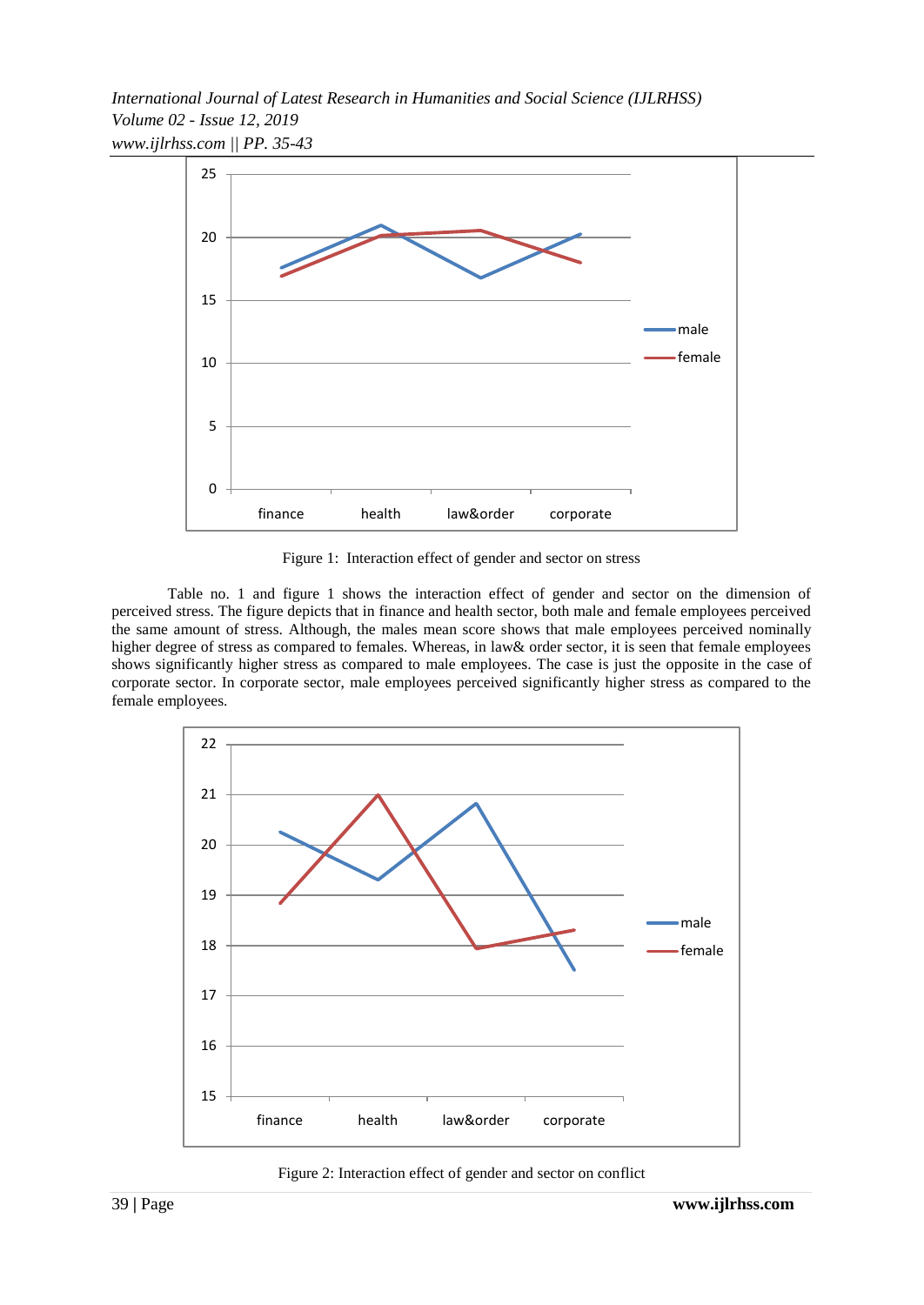25
20
15
10
5
0
finance
health
law&order
corporate
male
female

Figure 1: Interaction effect of gender and sector on stress

Table no. 1 and figure 1 shows the interaction effect of gender and sector on the dimension of perceived stress. The figure depicts that in finance and health sector, both male and female employees perceived the same amount of stress. Although, the males mean score shows that male employees perceived nominally higher degree of stress as compared to females. Whereas, in law& order sector, it is seen that female employees shows significantly higher stress as compared to male employees. The case is just the opposite in the case of corporate sector. In corporate sector, male employees perceived significantly higher stress as compared to the female employees.

22
21
20
19
18
17
16
15
finance
health
law&order
corporate
male
female

Figure 2: Interaction effect of gender and sector on conflict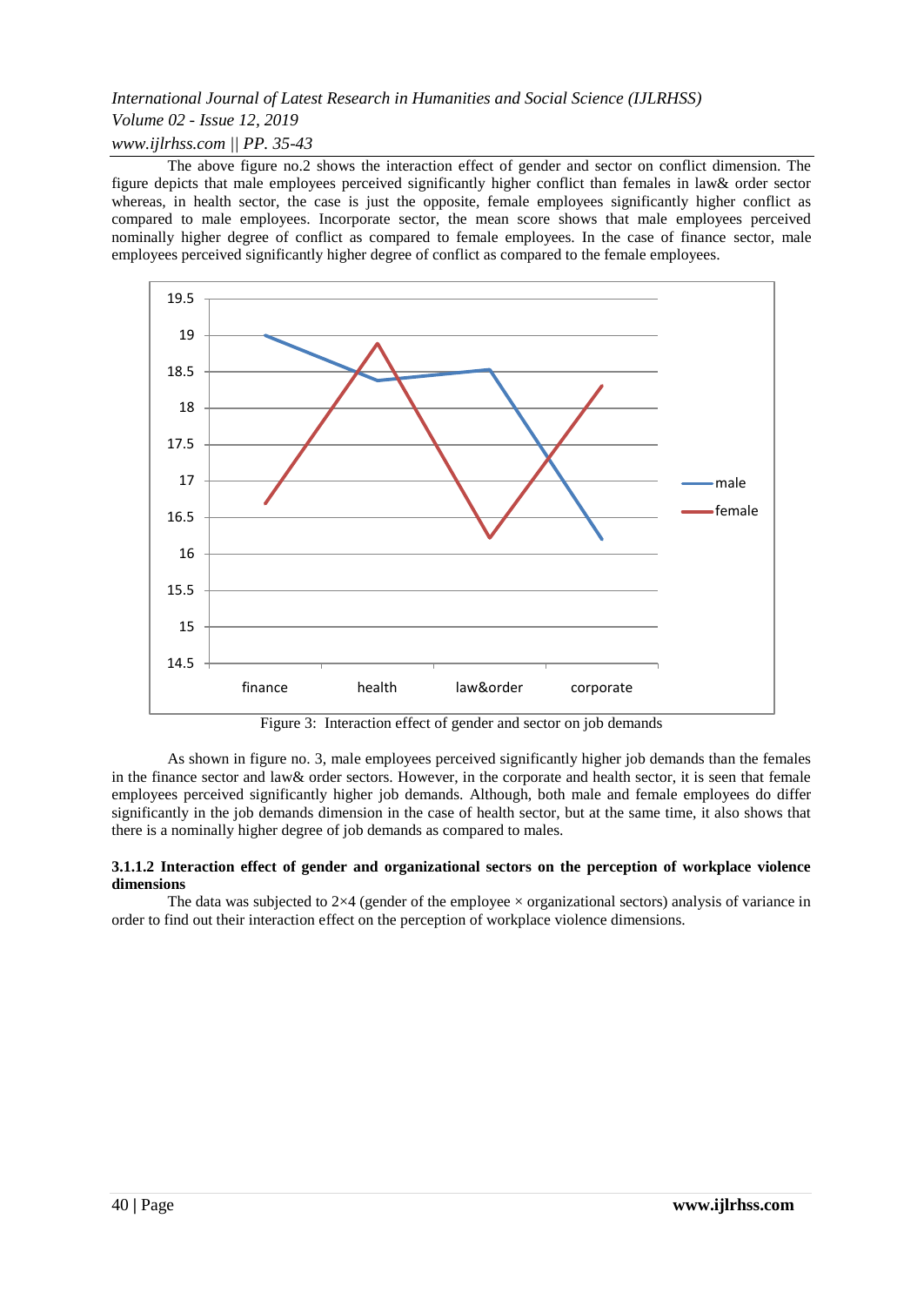The above figure no.2 shows the interaction effect of gender and sector on conflict dimension. The figure depicts that male employees perceived significantly higher conflict than females in law& order sector whereas, in health sector, the case is just the opposite, female employees significantly higher conflict as compared to male employees. Incorporate sector, the mean score shows that male employees perceived nominally higher degree of conflict as compared to female employees. In the case of finance sector, male employees perceived significantly higher degree of conflict as compared to the female employees.

19.5
19
18.5
18
17.5
17
16.5
16
15.5
15
14.5

finance
health
law&order
corporate

male
female

Figure 3: Interaction effect of gender and sector on job demands

As shown in figure no. 3, male employees perceived significantly higher job demands than the females in the finance sector and law& order sectors. However, in the corporate and health sector, it is seen that female employees perceived significantly higher job demands. Although, both male and female employees do differ significantly in the job demands dimension in the case of health sector, but at the same time, it also shows that there is a nominally higher degree of job demands as compared to males.

#### 3.1.1.2 Interaction effect of gender and organizational sectors on the perception of workplace violence dimensions

The data was subjected to 2×4 (gender of the employee × organizational sectors) analysis of variance in order to find out their interaction effect on the perception of workplace violence dimensions.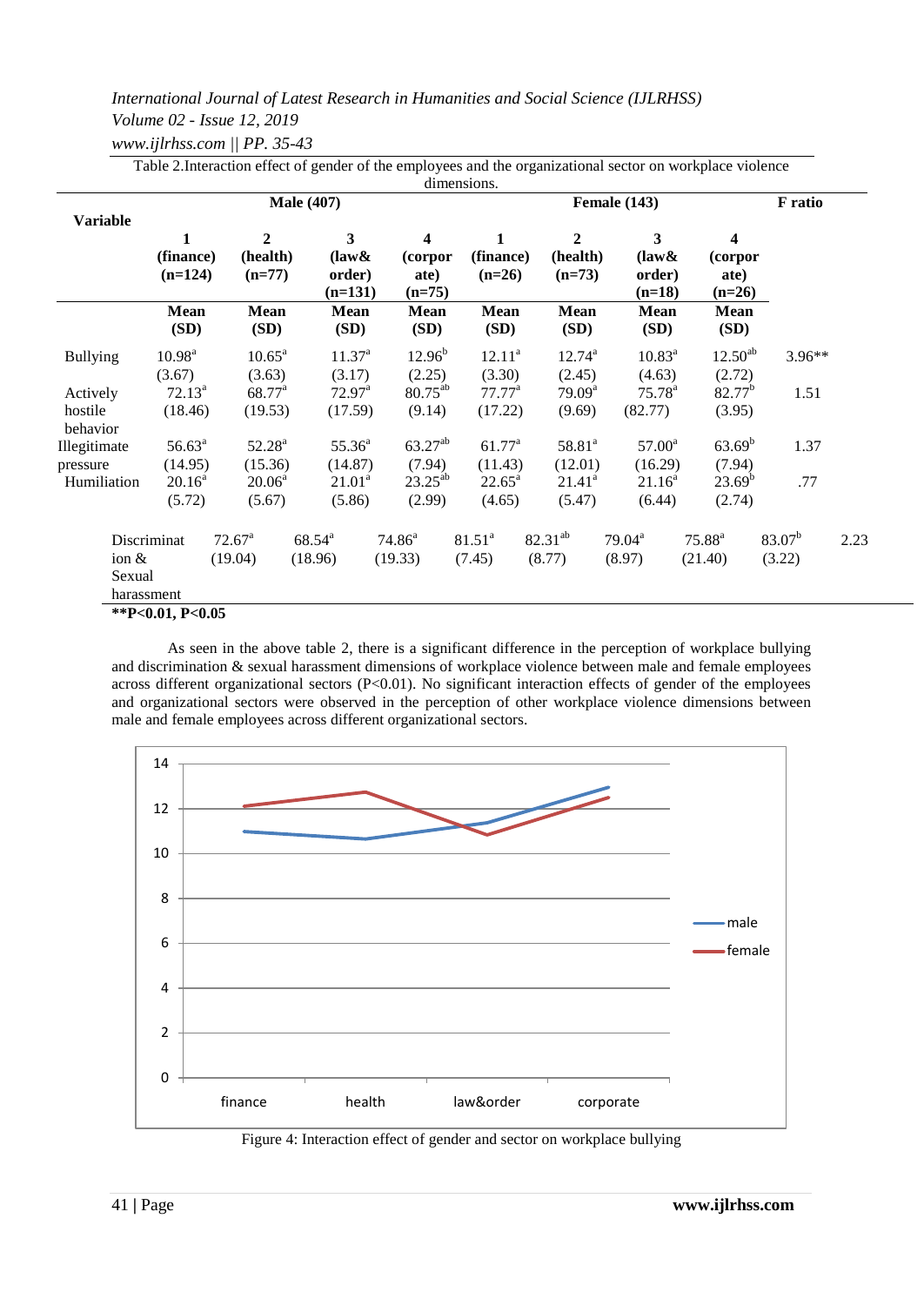Table 2.Interaction effect of gender of the employees and the organizational sector on workplace violence dimensions.

| Variable | Male (407) | | | | Female (143) | | | | F ratio |
|---|---|---|---|---|---|---|---|---|---|
| | 1 (finance) (n=124) | 2 (health) (n=77) | 3 (law& order) (n=131) | 4 (corporate) (n=75) | 1 (finance) (n=26) | 2 (health) (n=73) | 3 (law& order) (n=18) | 4 (corporate) (n=26) | |
| | Mean (SD) | Mean (SD) | Mean (SD) | Mean (SD) | Mean (SD) | Mean (SD) | Mean (SD) | Mean (SD) | |
| Bullying | 10.98[a] (3.67) | 10.65[a] (3.63) | 11.37[a] (3.17) | 12.96[b] (2.25) | 12.11[a] (3.30) | 12.74[a] (2.45) | 10.83[a] (4.63) | 12.50[ab] (2.72) | 3.96** |
| Actively hostile behavior | 72.13[a] (18.46) | 68.77[a] (19.53) | 72.97[a] (17.59) | 80.75[ab] (9.14) | 77.77[a] (17.22) | 79.09[a] (9.69) | 75.78[a] (82.77) | 82.77[b] (3.95) | 1.51 |
| Illegitimate pressure | 56.63[a] (14.95) | 52.28[a] (15.36) | 55.36[a] (14.87) | 63.27[ab] (7.94) | 61.77[a] (11.43) | 58.81[a] (12.01) | 57.00[a] (16.29) | 63.69[b] (7.94) | 1.37 |
| Humiliation | 20.16[a] (5.72) | 20.06[a] (5.67) | 21.01[a] (5.86) | 23.25[ab] (2.99) | 22.65[a] (4.65) | 21.41[a] (5.47) | 21.16[a] (6.44) | 23.69[b] (2.74) | .77 |
| Discrimination & Sexual harassment | 72.67[a] (19.04) | 68.54[a] (18.96) | 74.86[a] (19.33) | 81.51[a] (7.45) | 82.31[ab] (8.77) | 79.04[a] (8.97) | 75.88[a] (21.40) | 83.07[b] (3.22) | 2.23 |

**$^{**}P<0.01, P<0.05$**

As seen in the above table 2, there is a significant difference in the perception of workplace bullying and discrimination & sexual harassment dimensions of workplace violence between male and female employees across different organizational sectors ($P<0.01$). No significant interaction effects of gender of the employees and organizational sectors were observed in the perception of other workplace violence dimensions between male and female employees across different organizational sectors.

14
12
10
8
6
4
2
0
finance
health
law&order
corporate
male
female

Figure 4: Interaction effect of gender and sector on workplace bullying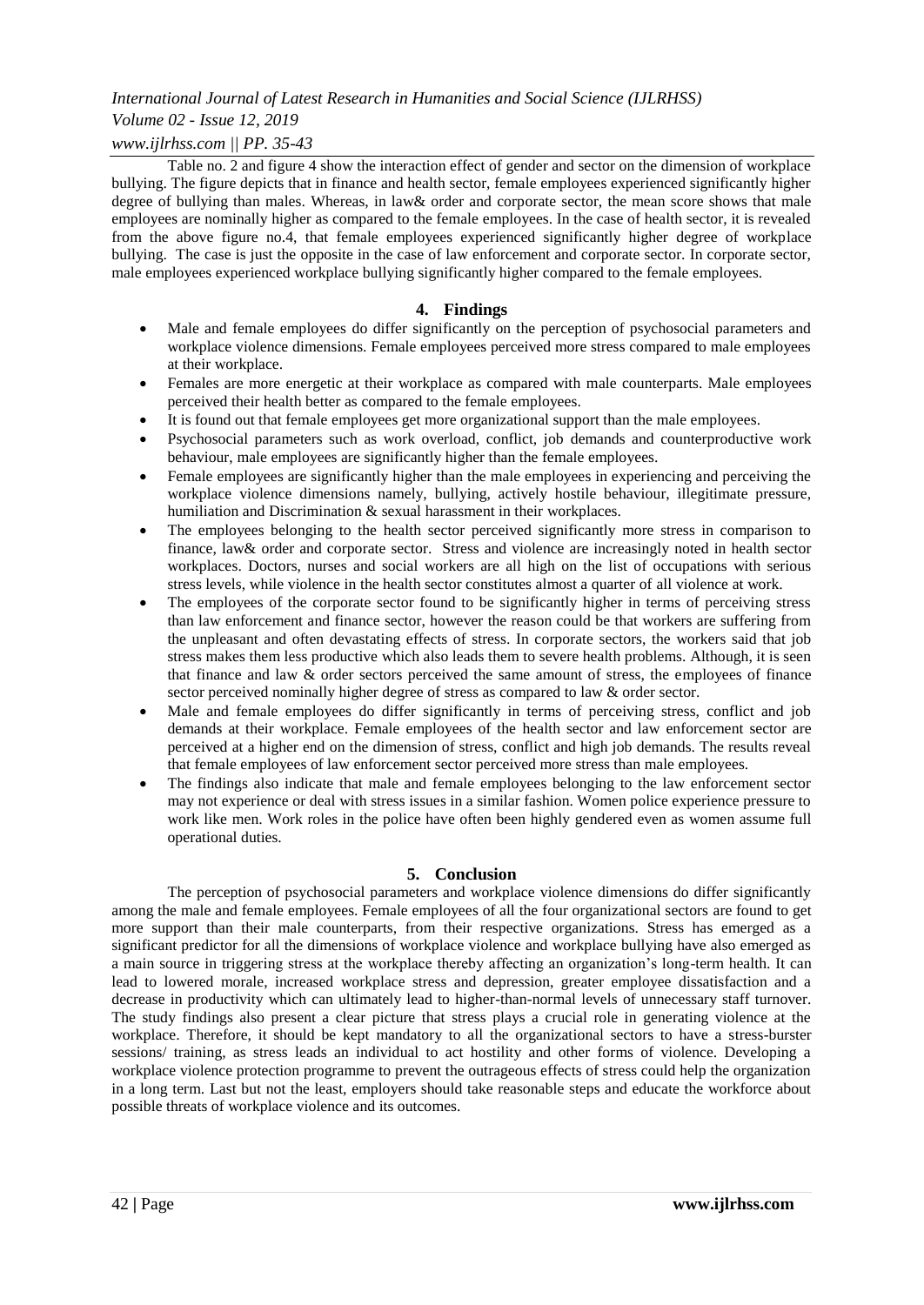Table no. 2 and figure 4 show the interaction effect of gender and sector on the dimension of workplace bullying. The figure depicts that in finance and health sector, female employees experienced significantly higher degree of bullying than males. Whereas, in law& order and corporate sector, the mean score shows that male employees are nominally higher as compared to the female employees. In the case of health sector, it is revealed from the above figure no.4, that female employees experienced significantly higher degree of workplace bullying. The case is just the opposite in the case of law enforcement and corporate sector. In corporate sector, male employees experienced workplace bullying significantly higher compared to the female employees.

## 4. Findings

- Male and female employees do differ significantly on the perception of psychosocial parameters and workplace violence dimensions. Female employees perceived more stress compared to male employees at their workplace.
- Females are more energetic at their workplace as compared with male counterparts. Male employees perceived their health better as compared to the female employees.
- It is found out that female employees get more organizational support than the male employees.
- Psychosocial parameters such as work overload, conflict, job demands and counterproductive work behaviour, male employees are significantly higher than the female employees.
- Female employees are significantly higher than the male employees in experiencing and perceiving the workplace violence dimensions namely, bullying, actively hostile behaviour, illegitimate pressure, humiliation and Discrimination & sexual harassment in their workplaces.
- The employees belonging to the health sector perceived significantly more stress in comparison to finance, law& order and corporate sector. Stress and violence are increasingly noted in health sector workplaces. Doctors, nurses and social workers are all high on the list of occupations with serious stress levels, while violence in the health sector constitutes almost a quarter of all violence at work.
- The employees of the corporate sector found to be significantly higher in terms of perceiving stress than law enforcement and finance sector, however the reason could be that workers are suffering from the unpleasant and often devastating effects of stress. In corporate sectors, the workers said that job stress makes them less productive which also leads them to severe health problems. Although, it is seen that finance and law & order sectors perceived the same amount of stress, the employees of finance sector perceived nominally higher degree of stress as compared to law & order sector.
- Male and female employees do differ significantly in terms of perceiving stress, conflict and job demands at their workplace. Female employees of the health sector and law enforcement sector are perceived at a higher end on the dimension of stress, conflict and high job demands. The results reveal that female employees of law enforcement sector perceived more stress than male employees.
- The findings also indicate that male and female employees belonging to the law enforcement sector may not experience or deal with stress issues in a similar fashion. Women police experience pressure to work like men. Work roles in the police have often been highly gendered even as women assume full operational duties.

## 5. Conclusion

The perception of psychosocial parameters and workplace violence dimensions do differ significantly among the male and female employees. Female employees of all the four organizational sectors are found to get more support than their male counterparts, from their respective organizations. Stress has emerged as a significant predictor for all the dimensions of workplace violence and workplace bullying have also emerged as a main source in triggering stress at the workplace thereby affecting an organization's long-term health. It can lead to lowered morale, increased workplace stress and depression, greater employee dissatisfaction and a decrease in productivity which can ultimately lead to higher-than-normal levels of unnecessary staff turnover. The study findings also present a clear picture that stress plays a crucial role in generating violence at the workplace. Therefore, it should be kept mandatory to all the organizational sectors to have a stress-burster sessions/ training, as stress leads an individual to act hostility and other forms of violence. Developing a workplace violence protection programme to prevent the outrageous effects of stress could help the organization in a long term. Last but not the least, employers should take reasonable steps and educate the workforce about possible threats of workplace violence and its outcomes.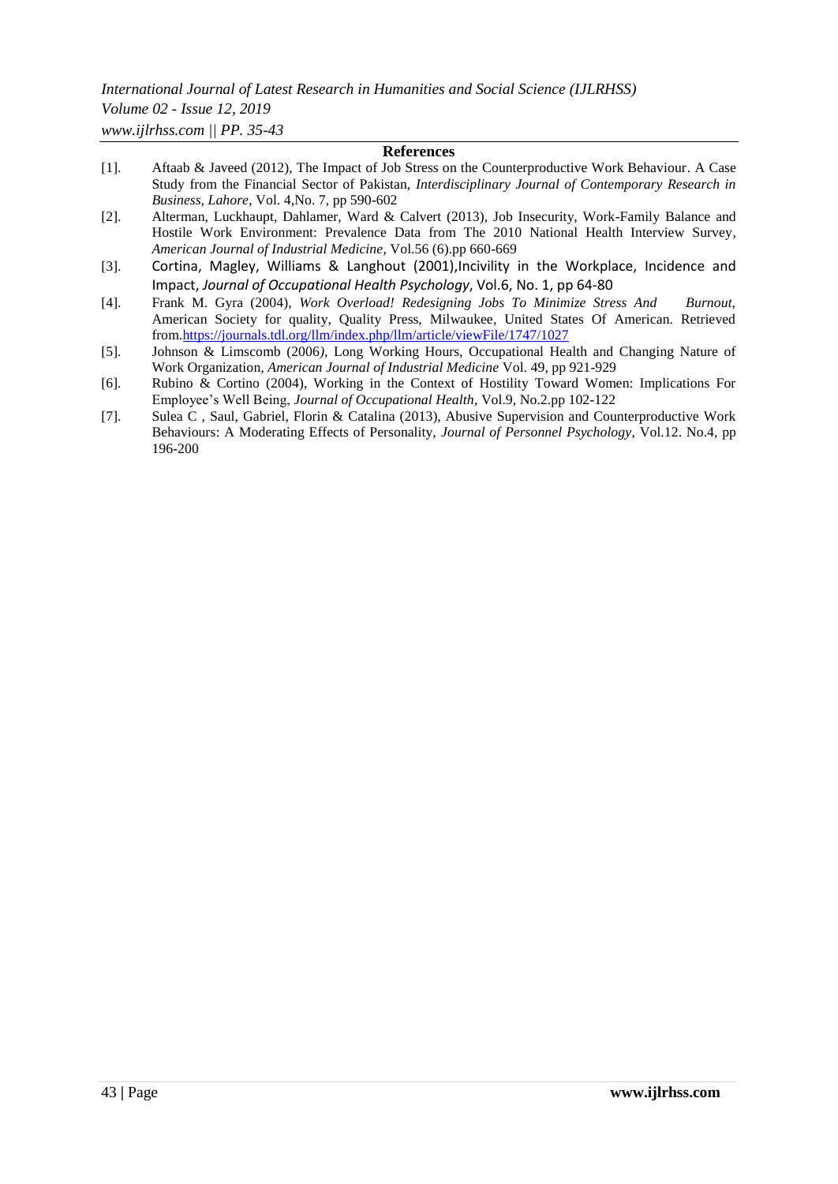## References

[1]. Aftaab & Javeed (2012), The Impact of Job Stress on the Counterproductive Work Behaviour. A Case Study from the Financial Sector of Pakistan, *Interdisciplinary Journal of Contemporary Research in Business, Lahore*, Vol. 4,No. 7, pp 590-602

[2]. Alterman, Luckhaupt, Dahlamer, Ward & Calvert (2013), Job Insecurity, Work-Family Balance and Hostile Work Environment: Prevalence Data from The 2010 National Health Interview Survey, *American Journal of Industrial Medicine*, Vol.56 (6).pp 660-669

[3]. Cortina, Magley, Williams & Langhout (2001),Incivility in the Workplace, Incidence and Impact, *Journal of Occupational Health Psychology*, Vol.6, No. 1, pp 64-80

[4]. Frank M. Gyra (2004), *Work Overload! Redesigning Jobs To Minimize Stress And Burnout*, American Society for quality, Quality Press, Milwaukee, United States Of American. Retrieved from.https://journals.tdl.org/llm/index.php/llm/article/viewFile/1747/1027

[5]. Johnson & Limscomb (2006), Long Working Hours, Occupational Health and Changing Nature of Work Organization, *American Journal of Industrial Medicine* Vol. 49, pp 921-929

[6]. Rubino & Cortino (2004), Working in the Context of Hostility Toward Women: Implications For Employee's Well Being, *Journal of Occupational Health*, Vol.9, No.2.pp 102-122

[7]. Sulea C , Saul, Gabriel, Florin & Catalina (2013), Abusive Supervision and Counterproductive Work Behaviours: A Moderating Effects of Personality, *Journal of Personnel Psychology*, Vol.12. No.4, pp 196-200